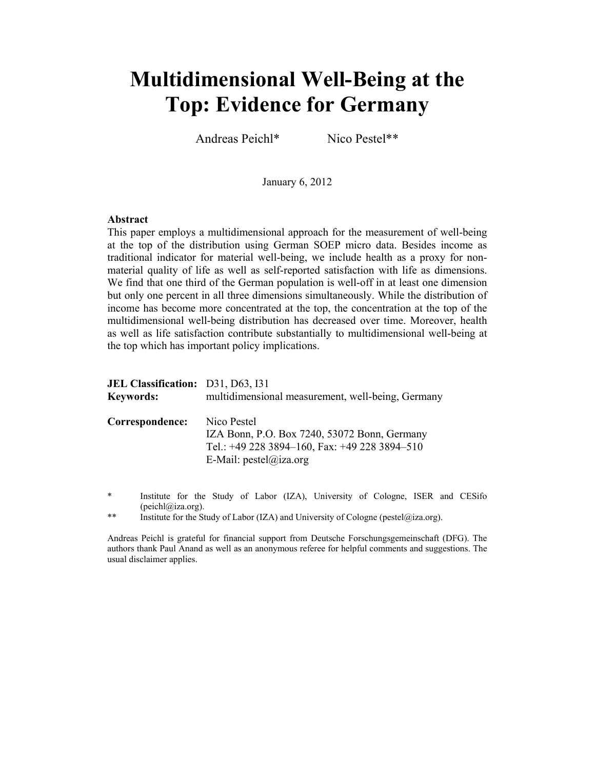# Multidimensional Well-Being at the Top: Evidence for Germany

Andreas Peichl* Nico Pestel**

January 6, 2012

**Abstract**

This paper employs a multidimensional approach for the measurement of well-being at the top of the distribution using German SOEP micro data. Besides income as traditional indicator for material well-being, we include health as a proxy for non-material quality of life as well as self-reported satisfaction with life as dimensions. We find that one third of the German population is well-off in at least one dimension but only one percent in all three dimensions simultaneously. While the distribution of income has become more concentrated at the top, the concentration at the top of the multidimensional well-being distribution has decreased over time. Moreover, health as well as life satisfaction contribute substantially to multidimensional well-being at the top which has important policy implications.

**JEL Classification:** D31, D63, I31

**Keywords:** multidimensional measurement, well-being, Germany

**Correspondence:** Nico Pestel
IZA Bonn, P.O. Box 7240, 53072 Bonn, Germany
Tel.: +49 228 3894–160, Fax: +49 228 3894–510
E-Mail: pestel@iza.org

\* Institute for the Study of Labor (IZA), University of Cologne, ISER and CESifo (peichl@iza.org).

\*\* Institute for the Study of Labor (IZA) and University of Cologne (pestel@iza.org).

Andreas Peichl is grateful for financial support from Deutsche Forschungsgemeinschaft (DFG). The authors thank Paul Anand as well as an anonymous referee for helpful comments and suggestions. The usual disclaimer applies.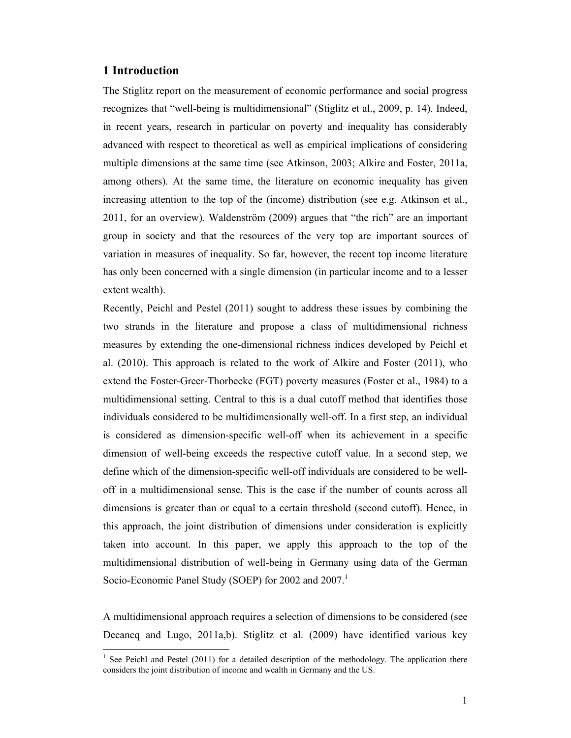## 1 Introduction

The Stiglitz report on the measurement of economic performance and social progress recognizes that "well-being is multidimensional" (Stiglitz et al., 2009, p. 14). Indeed, in recent years, research in particular on poverty and inequality has considerably advanced with respect to theoretical as well as empirical implications of considering multiple dimensions at the same time (see Atkinson, 2003; Alkire and Foster, 2011a, among others). At the same time, the literature on economic inequality has given increasing attention to the top of the (income) distribution (see e.g. Atkinson et al., 2011, for an overview). Waldenström (2009) argues that "the rich" are an important group in society and that the resources of the very top are important sources of variation in measures of inequality. So far, however, the recent top income literature has only been concerned with a single dimension (in particular income and to a lesser extent wealth).

Recently, Peichl and Pestel (2011) sought to address these issues by combining the two strands in the literature and propose a class of multidimensional richness measures by extending the one-dimensional richness indices developed by Peichl et al. (2010). This approach is related to the work of Alkire and Foster (2011), who extend the Foster-Greer-Thorbecke (FGT) poverty measures (Foster et al., 1984) to a multidimensional setting. Central to this is a dual cutoff method that identifies those individuals considered to be multidimensionally well-off. In a first step, an individual is considered as dimension-specific well-off when its achievement in a specific dimension of well-being exceeds the respective cutoff value. In a second step, we define which of the dimension-specific well-off individuals are considered to be well-off in a multidimensional sense. This is the case if the number of counts across all dimensions is greater than or equal to a certain threshold (second cutoff). Hence, in this approach, the joint distribution of dimensions under consideration is explicitly taken into account. In this paper, we apply this approach to the top of the multidimensional distribution of well-being in Germany using data of the German Socio-Economic Panel Study (SOEP) for 2002 and 2007.[1]

A multidimensional approach requires a selection of dimensions to be considered (see Decancq and Lugo, 2011a,b). Stiglitz et al. (2009) have identified various key

[1] See Peichl and Pestel (2011) for a detailed description of the methodology. The application there considers the joint distribution of income and wealth in Germany and the US.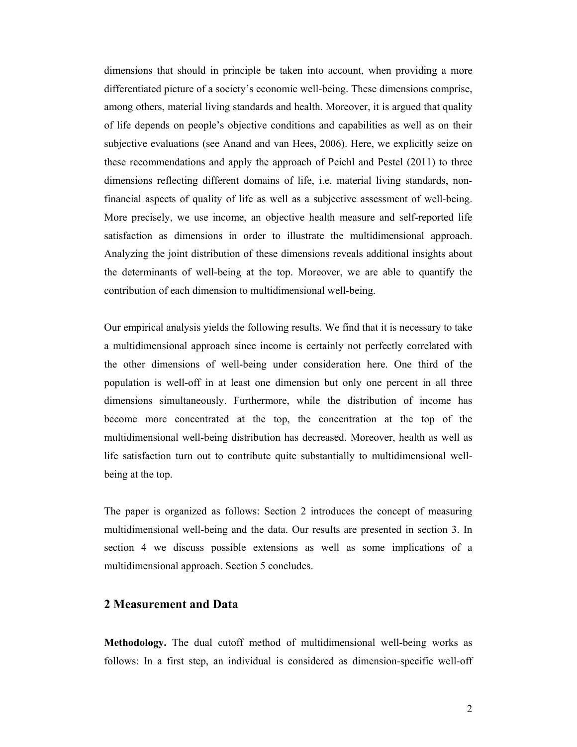dimensions that should in principle be taken into account, when providing a more differentiated picture of a society's economic well-being. These dimensions comprise, among others, material living standards and health. Moreover, it is argued that quality of life depends on people's objective conditions and capabilities as well as on their subjective evaluations (see Anand and van Hees, 2006). Here, we explicitly seize on these recommendations and apply the approach of Peichl and Pestel (2011) to three dimensions reflecting different domains of life, i.e. material living standards, non-financial aspects of quality of life as well as a subjective assessment of well-being. More precisely, we use income, an objective health measure and self-reported life satisfaction as dimensions in order to illustrate the multidimensional approach. Analyzing the joint distribution of these dimensions reveals additional insights about the determinants of well-being at the top. Moreover, we are able to quantify the contribution of each dimension to multidimensional well-being.

Our empirical analysis yields the following results. We find that it is necessary to take a multidimensional approach since income is certainly not perfectly correlated with the other dimensions of well-being under consideration here. One third of the population is well-off in at least one dimension but only one percent in all three dimensions simultaneously. Furthermore, while the distribution of income has become more concentrated at the top, the concentration at the top of the multidimensional well-being distribution has decreased. Moreover, health as well as life satisfaction turn out to contribute quite substantially to multidimensional well-being at the top.

The paper is organized as follows: Section 2 introduces the concept of measuring multidimensional well-being and the data. Our results are presented in section 3. In section 4 we discuss possible extensions as well as some implications of a multidimensional approach. Section 5 concludes.

## 2 Measurement and Data

**Methodology.** The dual cutoff method of multidimensional well-being works as follows: In a first step, an individual is considered as dimension-specific well-off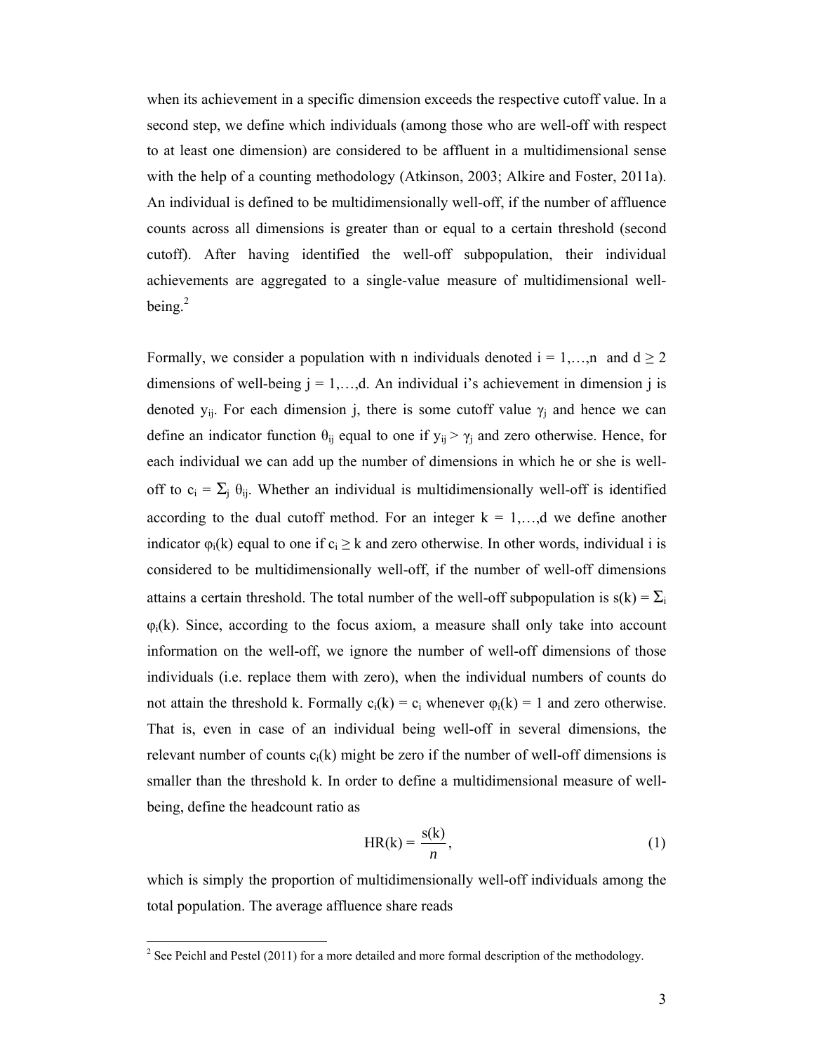when its achievement in a specific dimension exceeds the respective cutoff value. In a second step, we define which individuals (among those who are well-off with respect to at least one dimension) are considered to be affluent in a multidimensional sense with the help of a counting methodology (Atkinson, 2003; Alkire and Foster, 2011a). An individual is defined to be multidimensionally well-off, if the number of affluence counts across all dimensions is greater than or equal to a certain threshold (second cutoff). After having identified the well-off subpopulation, their individual achievements are aggregated to a single-value measure of multidimensional well-being.[2]

Formally, we consider a population with n individuals denoted $i = 1,\ldots,n$ and $d \geq 2$ dimensions of well-being $j = 1,\ldots,d$. An individual i's achievement in dimension j is denoted $y_{ij}$. For each dimension j, there is some cutoff value $\gamma_j$ and hence we can define an indicator function $\theta_{ij}$ equal to one if $y_{ij} > \gamma_j$ and zero otherwise. Hence, for each individual we can add up the number of dimensions in which he or she is well-off to $c_i = \Sigma_j \theta_{ij}$. Whether an individual is multidimensionally well-off is identified according to the dual cutoff method. For an integer $k = 1,\ldots,d$ we define another indicator $\varphi_i(k)$ equal to one if $c_i \geq k$ and zero otherwise. In other words, individual i is considered to be multidimensionally well-off, if the number of well-off dimensions attains a certain threshold. The total number of the well-off subpopulation is $s(k) = \Sigma_i \varphi_i(k)$. Since, according to the focus axiom, a measure shall only take into account information on the well-off, we ignore the number of well-off dimensions of those individuals (i.e. replace them with zero), when the individual numbers of counts do not attain the threshold k. Formally $c_i(k) = c_i$ whenever $\varphi_i(k) = 1$ and zero otherwise. That is, even in case of an individual being well-off in several dimensions, the relevant number of counts $c_i(k)$ might be zero if the number of well-off dimensions is smaller than the threshold k. In order to define a multidimensional measure of well-being, define the headcount ratio as

$$\mathrm{HR}(k) = \frac{s(k)}{n}, \tag{1}$$

which is simply the proportion of multidimensionally well-off individuals among the total population. The average affluence share reads

[2] See Peichl and Pestel (2011) for a more detailed and more formal description of the methodology.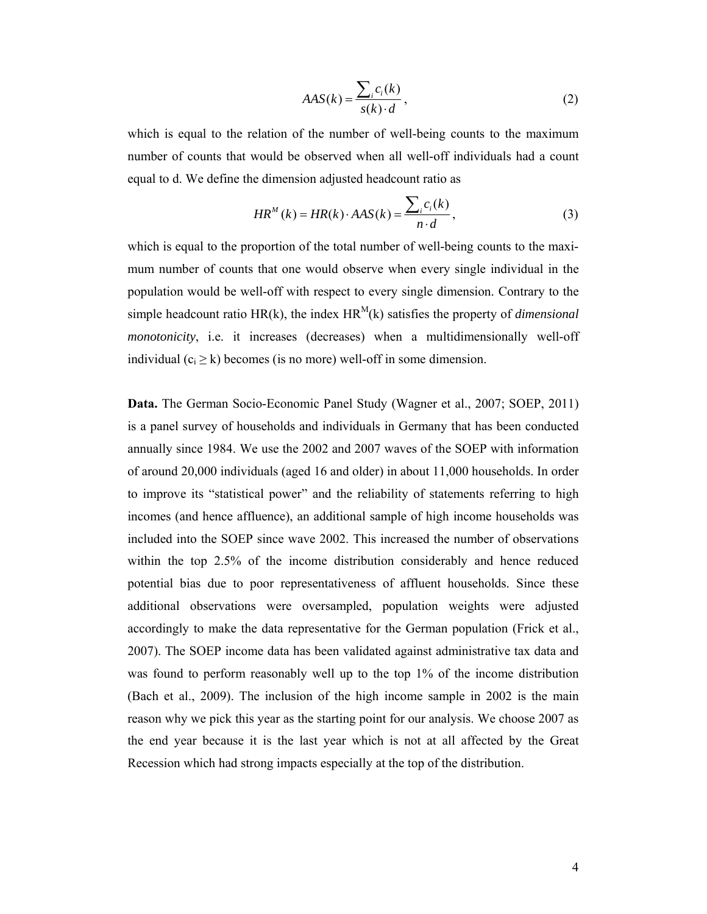$$AAS(k) = \frac{\sum_i c_i(k)}{s(k) \cdot d}, \tag{2}$$

which is equal to the relation of the number of well-being counts to the maximum number of counts that would be observed when all well-off individuals had a count equal to d. We define the dimension adjusted headcount ratio as

$$HR^M(k) = HR(k) \cdot AAS(k) = \frac{\sum_i c_i(k)}{n \cdot d}, \tag{3}$$

which is equal to the proportion of the total number of well-being counts to the maximum number of counts that one would observe when every single individual in the population would be well-off with respect to every single dimension. Contrary to the simple headcount ratio HR(k), the index $HR^M(k)$ satisfies the property of *dimensional monotonicity*, i.e. it increases (decreases) when a multidimensionally well-off individual ($c_i \geq k$) becomes (is no more) well-off in some dimension.

**Data.** The German Socio-Economic Panel Study (Wagner et al., 2007; SOEP, 2011) is a panel survey of households and individuals in Germany that has been conducted annually since 1984. We use the 2002 and 2007 waves of the SOEP with information of around 20,000 individuals (aged 16 and older) in about 11,000 households. In order to improve its "statistical power" and the reliability of statements referring to high incomes (and hence affluence), an additional sample of high income households was included into the SOEP since wave 2002. This increased the number of observations within the top 2.5% of the income distribution considerably and hence reduced potential bias due to poor representativeness of affluent households. Since these additional observations were oversampled, population weights were adjusted accordingly to make the data representative for the German population (Frick et al., 2007). The SOEP income data has been validated against administrative tax data and was found to perform reasonably well up to the top 1% of the income distribution (Bach et al., 2009). The inclusion of the high income sample in 2002 is the main reason why we pick this year as the starting point for our analysis. We choose 2007 as the end year because it is the last year which is not at all affected by the Great Recession which had strong impacts especially at the top of the distribution.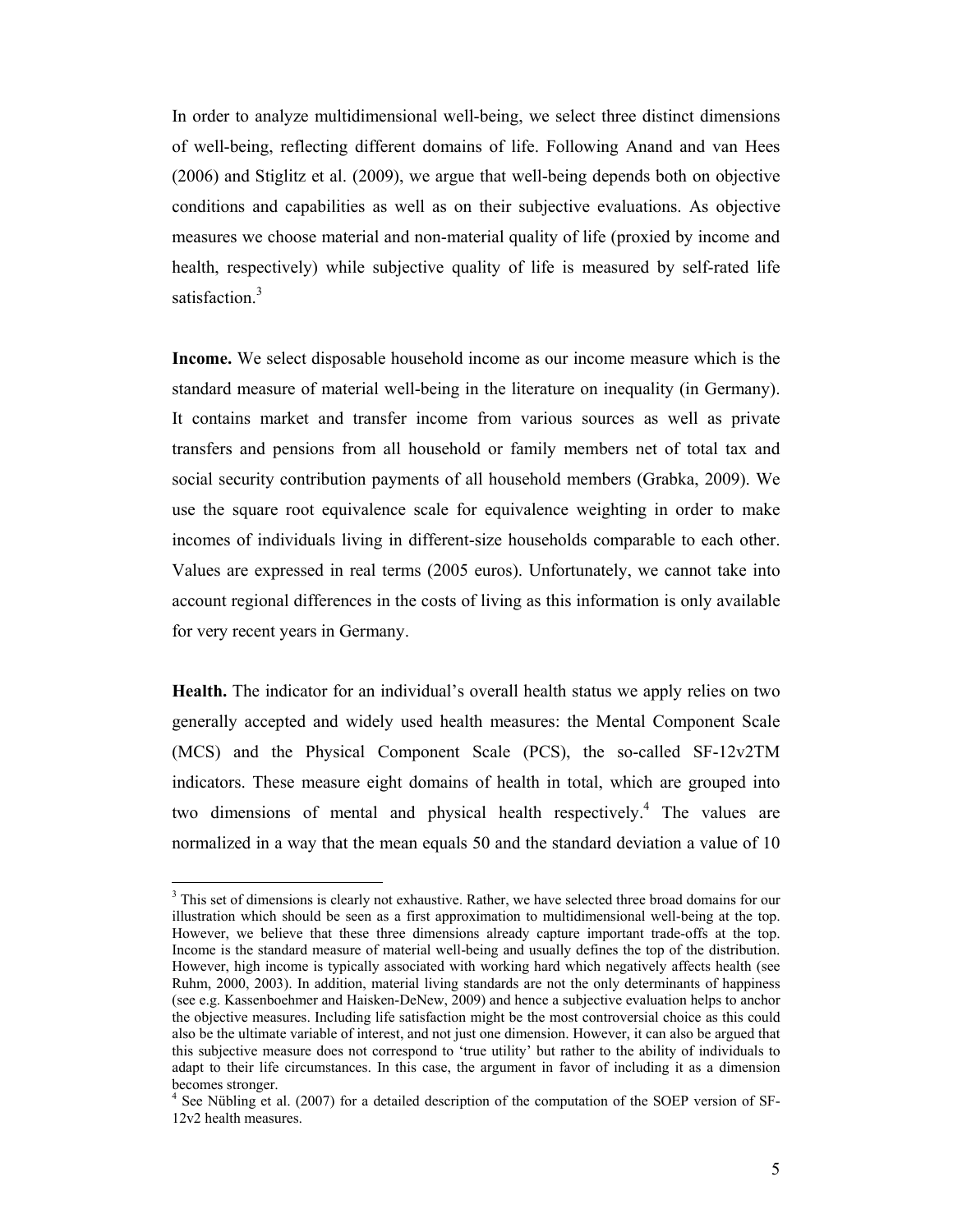In order to analyze multidimensional well-being, we select three distinct dimensions of well-being, reflecting different domains of life. Following Anand and van Hees (2006) and Stiglitz et al. (2009), we argue that well-being depends both on objective conditions and capabilities as well as on their subjective evaluations. As objective measures we choose material and non-material quality of life (proxied by income and health, respectively) while subjective quality of life is measured by self-rated life satisfaction.[3]

**Income.** We select disposable household income as our income measure which is the standard measure of material well-being in the literature on inequality (in Germany). It contains market and transfer income from various sources as well as private transfers and pensions from all household or family members net of total tax and social security contribution payments of all household members (Grabka, 2009). We use the square root equivalence scale for equivalence weighting in order to make incomes of individuals living in different-size households comparable to each other. Values are expressed in real terms (2005 euros). Unfortunately, we cannot take into account regional differences in the costs of living as this information is only available for very recent years in Germany.

**Health.** The indicator for an individual's overall health status we apply relies on two generally accepted and widely used health measures: the Mental Component Scale (MCS) and the Physical Component Scale (PCS), the so-called SF-12v2TM indicators. These measure eight domains of health in total, which are grouped into two dimensions of mental and physical health respectively.[4] The values are normalized in a way that the mean equals 50 and the standard deviation a value of 10

---

[3] This set of dimensions is clearly not exhaustive. Rather, we have selected three broad domains for our illustration which should be seen as a first approximation to multidimensional well-being at the top. However, we believe that these three dimensions already capture important trade-offs at the top. Income is the standard measure of material well-being and usually defines the top of the distribution. However, high income is typically associated with working hard which negatively affects health (see Ruhm, 2000, 2003). In addition, material living standards are not the only determinants of happiness (see e.g. Kassenboehmer and Haisken-DeNew, 2009) and hence a subjective evaluation helps to anchor the objective measures. Including life satisfaction might be the most controversial choice as this could also be the ultimate variable of interest, and not just one dimension. However, it can also be argued that this subjective measure does not correspond to 'true utility' but rather to the ability of individuals to adapt to their life circumstances. In this case, the argument in favor of including it as a dimension becomes stronger.

[4] See Nübling et al. (2007) for a detailed description of the computation of the SOEP version of SF-12v2 health measures.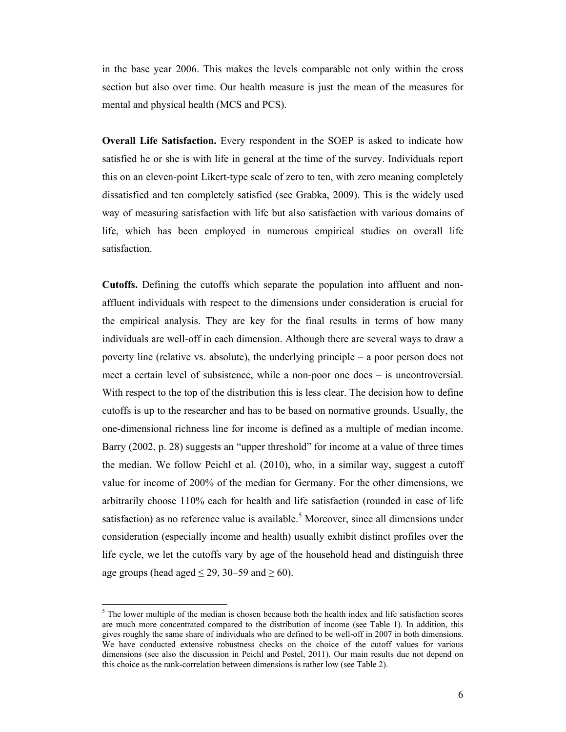in the base year 2006. This makes the levels comparable not only within the cross section but also over time. Our health measure is just the mean of the measures for mental and physical health (MCS and PCS).

**Overall Life Satisfaction.** Every respondent in the SOEP is asked to indicate how satisfied he or she is with life in general at the time of the survey. Individuals report this on an eleven-point Likert-type scale of zero to ten, with zero meaning completely dissatisfied and ten completely satisfied (see Grabka, 2009). This is the widely used way of measuring satisfaction with life but also satisfaction with various domains of life, which has been employed in numerous empirical studies on overall life satisfaction.

**Cutoffs.** Defining the cutoffs which separate the population into affluent and non-affluent individuals with respect to the dimensions under consideration is crucial for the empirical analysis. They are key for the final results in terms of how many individuals are well-off in each dimension. Although there are several ways to draw a poverty line (relative vs. absolute), the underlying principle – a poor person does not meet a certain level of subsistence, while a non-poor one does – is uncontroversial. With respect to the top of the distribution this is less clear. The decision how to define cutoffs is up to the researcher and has to be based on normative grounds. Usually, the one-dimensional richness line for income is defined as a multiple of median income. Barry (2002, p. 28) suggests an "upper threshold" for income at a value of three times the median. We follow Peichl et al. (2010), who, in a similar way, suggest a cutoff value for income of 200% of the median for Germany. For the other dimensions, we arbitrarily choose 110% each for health and life satisfaction (rounded in case of life satisfaction) as no reference value is available.[5] Moreover, since all dimensions under consideration (especially income and health) usually exhibit distinct profiles over the life cycle, we let the cutoffs vary by age of the household head and distinguish three age groups (head aged ≤ 29, 30–59 and ≥ 60).

[5] The lower multiple of the median is chosen because both the health index and life satisfaction scores are much more concentrated compared to the distribution of income (see Table 1). In addition, this gives roughly the same share of individuals who are defined to be well-off in 2007 in both dimensions. We have conducted extensive robustness checks on the choice of the cutoff values for various dimensions (see also the discussion in Peichl and Pestel, 2011). Our main results due not depend on this choice as the rank-correlation between dimensions is rather low (see Table 2).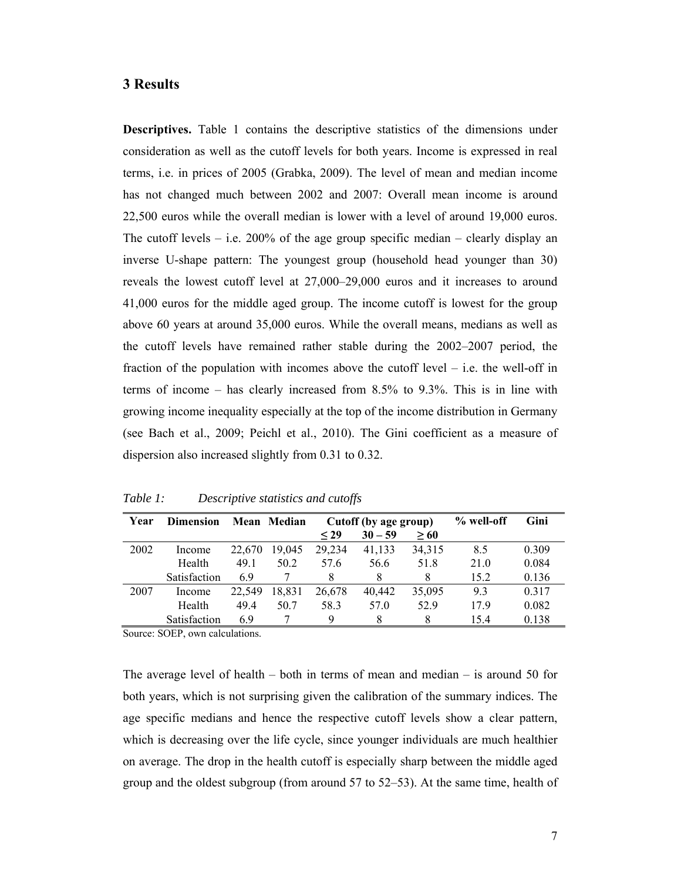## 3 Results

**Descriptives.** Table 1 contains the descriptive statistics of the dimensions under consideration as well as the cutoff levels for both years. Income is expressed in real terms, i.e. in prices of 2005 (Grabka, 2009). The level of mean and median income has not changed much between 2002 and 2007: Overall mean income is around 22,500 euros while the overall median is lower with a level of around 19,000 euros. The cutoff levels – i.e. 200% of the age group specific median – clearly display an inverse U-shape pattern: The youngest group (household head younger than 30) reveals the lowest cutoff level at 27,000–29,000 euros and it increases to around 41,000 euros for the middle aged group. The income cutoff is lowest for the group above 60 years at around 35,000 euros. While the overall means, medians as well as the cutoff levels have remained rather stable during the 2002–2007 period, the fraction of the population with incomes above the cutoff level – i.e. the well-off in terms of income – has clearly increased from 8.5% to 9.3%. This is in line with growing income inequality especially at the top of the income distribution in Germany (see Bach et al., 2009; Peichl et al., 2010). The Gini coefficient as a measure of dispersion also increased slightly from 0.31 to 0.32.

*Table 1: Descriptive statistics and cutoffs*

| Year | Dimension | Mean | Median | Cutoff (by age group) | | | % well-off | Gini |
|---|---|---|---|---|---|---|---|---|
| | | | | ≤ 29 | 30 – 59 | ≥ 60 | | |
| 2002 | Income | 22,670 | 19,045 | 29,234 | 41,133 | 34,315 | 8.5 | 0.309 |
| | Health | 49.1 | 50.2 | 57.6 | 56.6 | 51.8 | 21.0 | 0.084 |
| | Satisfaction | 6.9 | 7 | 8 | 8 | 8 | 15.2 | 0.136 |
| 2007 | Income | 22,549 | 18,831 | 26,678 | 40,442 | 35,095 | 9.3 | 0.317 |
| | Health | 49.4 | 50.7 | 58.3 | 57.0 | 52.9 | 17.9 | 0.082 |
| | Satisfaction | 6.9 | 7 | 9 | 8 | 8 | 15.4 | 0.138 |

Source: SOEP, own calculations.

The average level of health – both in terms of mean and median – is around 50 for both years, which is not surprising given the calibration of the summary indices. The age specific medians and hence the respective cutoff levels show a clear pattern, which is decreasing over the life cycle, since younger individuals are much healthier on average. The drop in the health cutoff is especially sharp between the middle aged group and the oldest subgroup (from around 57 to 52–53). At the same time, health of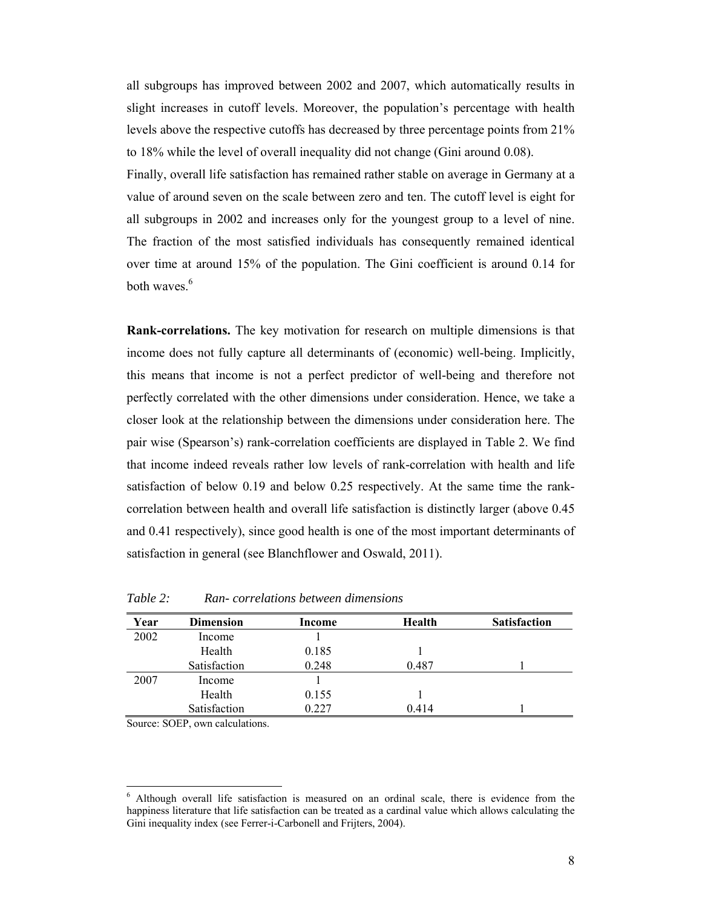all subgroups has improved between 2002 and 2007, which automatically results in slight increases in cutoff levels. Moreover, the population's percentage with health levels above the respective cutoffs has decreased by three percentage points from 21% to 18% while the level of overall inequality did not change (Gini around 0.08).

Finally, overall life satisfaction has remained rather stable on average in Germany at a value of around seven on the scale between zero and ten. The cutoff level is eight for all subgroups in 2002 and increases only for the youngest group to a level of nine. The fraction of the most satisfied individuals has consequently remained identical over time at around 15% of the population. The Gini coefficient is around 0.14 for both waves.[6]

**Rank-correlations.** The key motivation for research on multiple dimensions is that income does not fully capture all determinants of (economic) well-being. Implicitly, this means that income is not a perfect predictor of well-being and therefore not perfectly correlated with the other dimensions under consideration. Hence, we take a closer look at the relationship between the dimensions under consideration here. The pair wise (Spearson's) rank-correlation coefficients are displayed in Table 2. We find that income indeed reveals rather low levels of rank-correlation with health and life satisfaction of below 0.19 and below 0.25 respectively. At the same time the rank-correlation between health and overall life satisfaction is distinctly larger (above 0.45 and 0.41 respectively), since good health is one of the most important determinants of satisfaction in general (see Blanchflower and Oswald, 2011).

*Table 2: Ran- correlations between dimensions*

| Year | Dimension | Income | Health | Satisfaction |
|---|---|---|---|---|
| 2002 | Income | 1 | | |
| | Health | 0.185 | 1 | |
| | Satisfaction | 0.248 | 0.487 | 1 |
| 2007 | Income | 1 | | |
| | Health | 0.155 | 1 | |
| | Satisfaction | 0.227 | 0.414 | 1 |

Source: SOEP, own calculations.

[6] Although overall life satisfaction is measured on an ordinal scale, there is evidence from the happiness literature that life satisfaction can be treated as a cardinal value which allows calculating the Gini inequality index (see Ferrer-i-Carbonell and Frijters, 2004).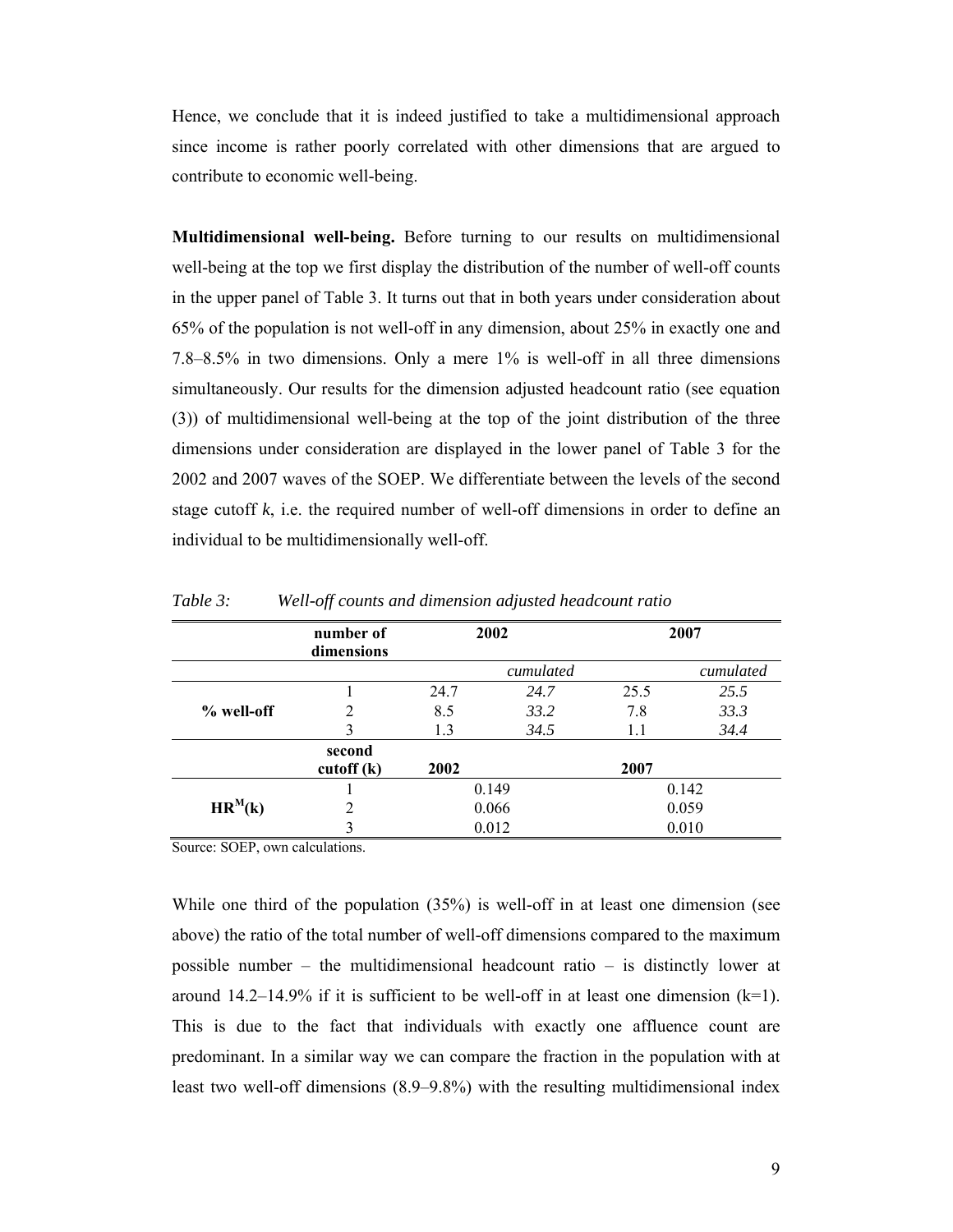Hence, we conclude that it is indeed justified to take a multidimensional approach since income is rather poorly correlated with other dimensions that are argued to contribute to economic well-being.

**Multidimensional well-being.** Before turning to our results on multidimensional well-being at the top we first display the distribution of the number of well-off counts in the upper panel of Table 3. It turns out that in both years under consideration about 65% of the population is not well-off in any dimension, about 25% in exactly one and 7.8–8.5% in two dimensions. Only a mere 1% is well-off in all three dimensions simultaneously. Our results for the dimension adjusted headcount ratio (see equation (3)) of multidimensional well-being at the top of the joint distribution of the three dimensions under consideration are displayed in the lower panel of Table 3 for the 2002 and 2007 waves of the SOEP. We differentiate between the levels of the second stage cutoff *k*, i.e. the required number of well-off dimensions in order to define an individual to be multidimensionally well-off.

*Table 3: Well-off counts and dimension adjusted headcount ratio*

| | **number of dimensions** | **2002** | | **2007** | |
|---|---|---|---|---|---|
| | | | *cumulated* | | *cumulated* |
| **% well-off** | 1 | 24.7 | *24.7* | 25.5 | *25.5* |
| | 2 | 8.5 | *33.2* | 7.8 | *33.3* |
| | 3 | 1.3 | *34.5* | 1.1 | *34.4* |
| | **second cutoff (k)** | **2002** | | **2007** | |
| $\mathbf{HR^M(k)}$ | 1 | 0.149 | | 0.142 | |
| | 2 | 0.066 | | 0.059 | |
| | 3 | 0.012 | | 0.010 | |

Source: SOEP, own calculations.

While one third of the population (35%) is well-off in at least one dimension (see above) the ratio of the total number of well-off dimensions compared to the maximum possible number – the multidimensional headcount ratio – is distinctly lower at around 14.2–14.9% if it is sufficient to be well-off in at least one dimension (k=1). This is due to the fact that individuals with exactly one affluence count are predominant. In a similar way we can compare the fraction in the population with at least two well-off dimensions (8.9–9.8%) with the resulting multidimensional index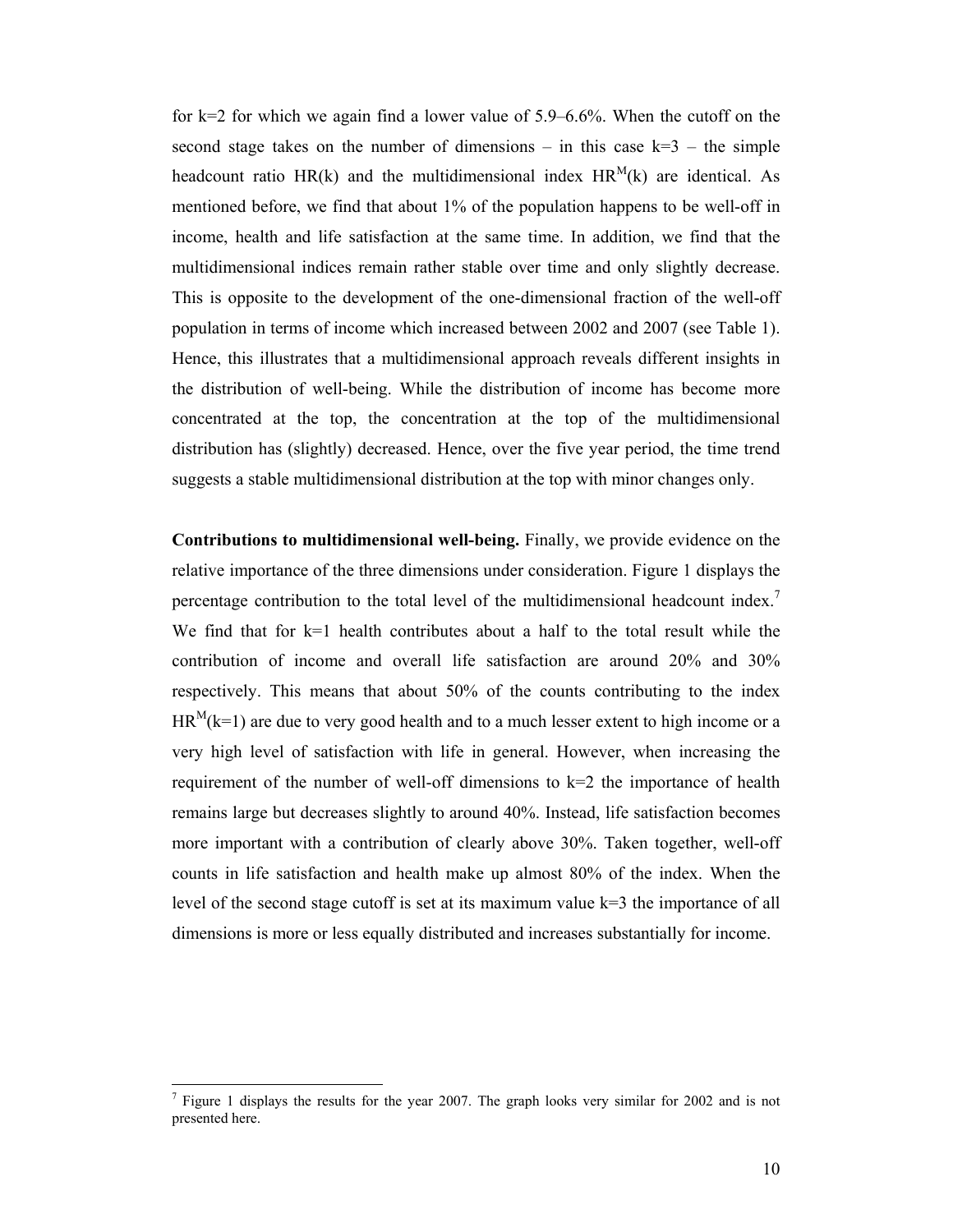for k=2 for which we again find a lower value of 5.9–6.6%. When the cutoff on the second stage takes on the number of dimensions – in this case k=3 – the simple headcount ratio HR(k) and the multidimensional index $HR^M(k)$ are identical. As mentioned before, we find that about 1% of the population happens to be well-off in income, health and life satisfaction at the same time. In addition, we find that the multidimensional indices remain rather stable over time and only slightly decrease. This is opposite to the development of the one-dimensional fraction of the well-off population in terms of income which increased between 2002 and 2007 (see Table 1). Hence, this illustrates that a multidimensional approach reveals different insights in the distribution of well-being. While the distribution of income has become more concentrated at the top, the concentration at the top of the multidimensional distribution has (slightly) decreased. Hence, over the five year period, the time trend suggests a stable multidimensional distribution at the top with minor changes only.

**Contributions to multidimensional well-being.** Finally, we provide evidence on the relative importance of the three dimensions under consideration. Figure 1 displays the percentage contribution to the total level of the multidimensional headcount index.[7] We find that for k=1 health contributes about a half to the total result while the contribution of income and overall life satisfaction are around 20% and 30% respectively. This means that about 50% of the counts contributing to the index $HR^M(k=1)$ are due to very good health and to a much lesser extent to high income or a very high level of satisfaction with life in general. However, when increasing the requirement of the number of well-off dimensions to k=2 the importance of health remains large but decreases slightly to around 40%. Instead, life satisfaction becomes more important with a contribution of clearly above 30%. Taken together, well-off counts in life satisfaction and health make up almost 80% of the index. When the level of the second stage cutoff is set at its maximum value k=3 the importance of all dimensions is more or less equally distributed and increases substantially for income.

[7] Figure 1 displays the results for the year 2007. The graph looks very similar for 2002 and is not presented here.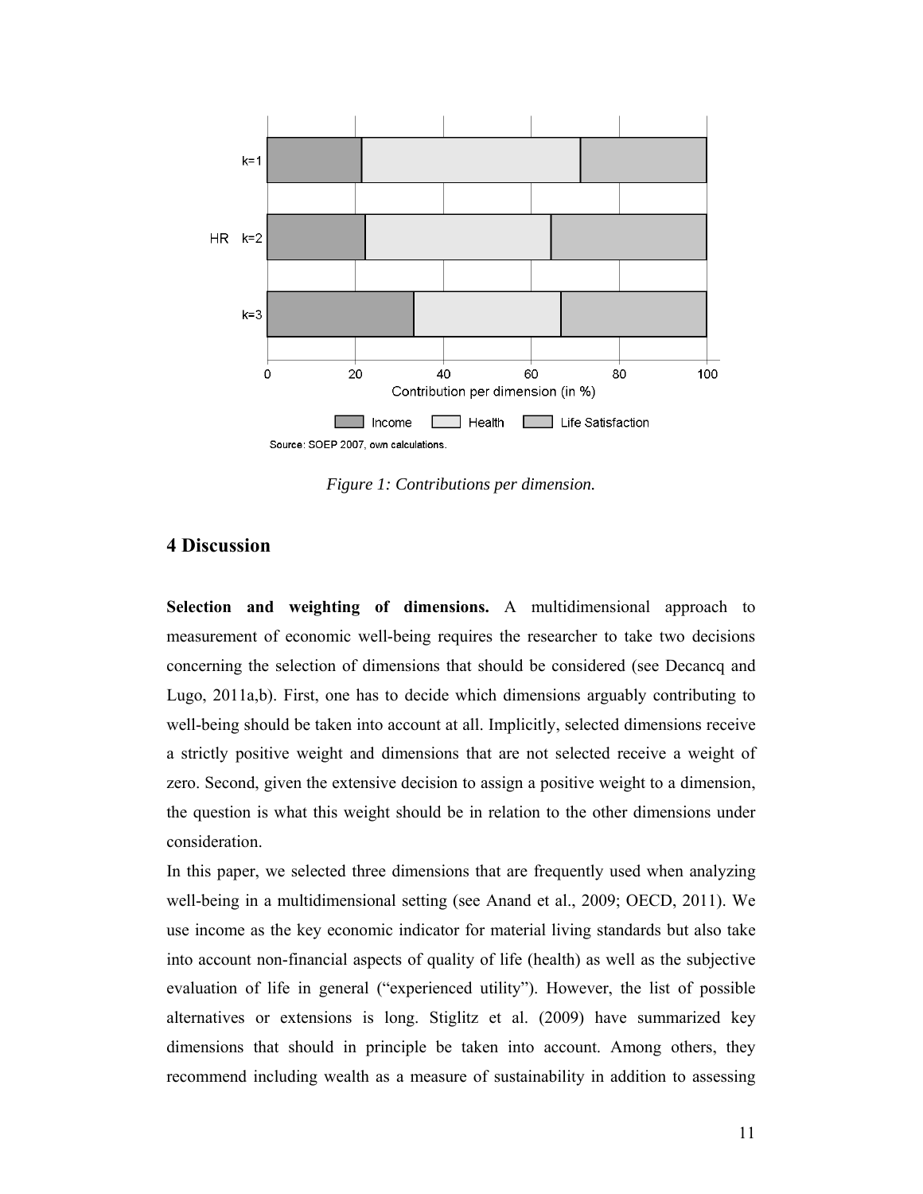Figure 1: Contributions per dimension.

## 4 Discussion

**Selection and weighting of dimensions.** A multidimensional approach to measurement of economic well-being requires the researcher to take two decisions concerning the selection of dimensions that should be considered (see Decancq and Lugo, 2011a,b). First, one has to decide which dimensions arguably contributing to well-being should be taken into account at all. Implicitly, selected dimensions receive a strictly positive weight and dimensions that are not selected receive a weight of zero. Second, given the extensive decision to assign a positive weight to a dimension, the question is what this weight should be in relation to the other dimensions under consideration.

In this paper, we selected three dimensions that are frequently used when analyzing well-being in a multidimensional setting (see Anand et al., 2009; OECD, 2011). We use income as the key economic indicator for material living standards but also take into account non-financial aspects of quality of life (health) as well as the subjective evaluation of life in general ("experienced utility"). However, the list of possible alternatives or extensions is long. Stiglitz et al. (2009) have summarized key dimensions that should in principle be taken into account. Among others, they recommend including wealth as a measure of sustainability in addition to assessing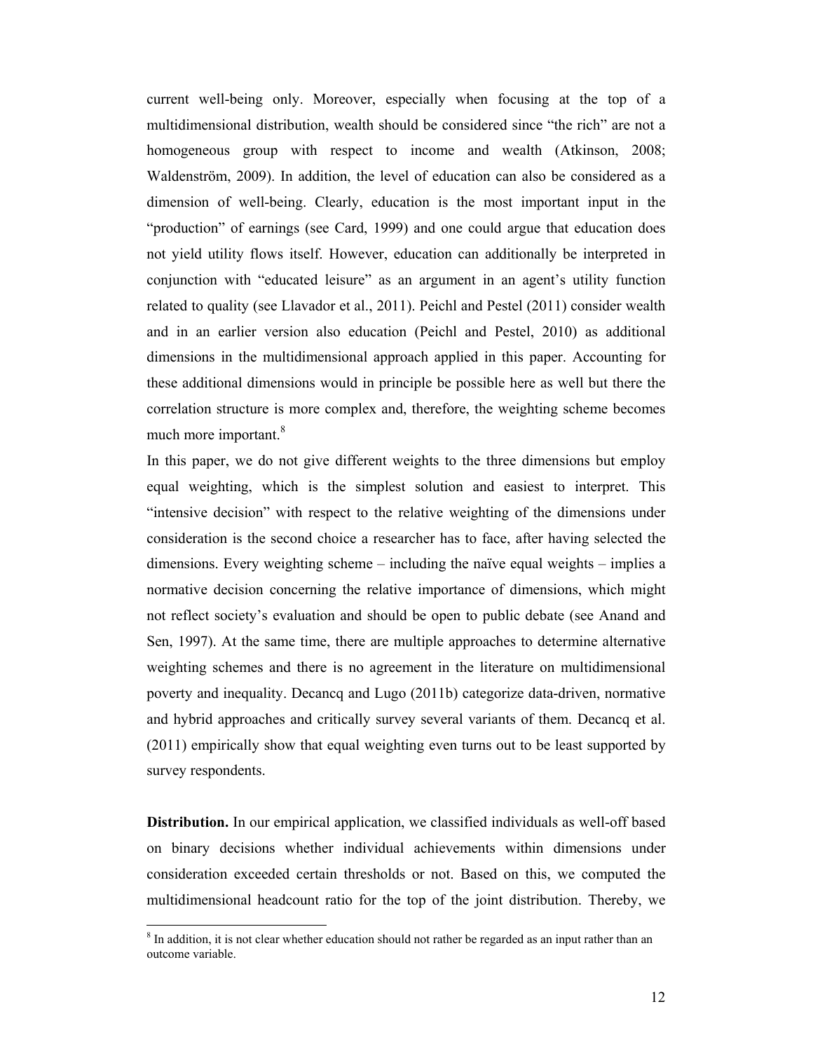current well-being only. Moreover, especially when focusing at the top of a multidimensional distribution, wealth should be considered since "the rich" are not a homogeneous group with respect to income and wealth (Atkinson, 2008; Waldenström, 2009). In addition, the level of education can also be considered as a dimension of well-being. Clearly, education is the most important input in the "production" of earnings (see Card, 1999) and one could argue that education does not yield utility flows itself. However, education can additionally be interpreted in conjunction with "educated leisure" as an argument in an agent's utility function related to quality (see Llavador et al., 2011). Peichl and Pestel (2011) consider wealth and in an earlier version also education (Peichl and Pestel, 2010) as additional dimensions in the multidimensional approach applied in this paper. Accounting for these additional dimensions would in principle be possible here as well but there the correlation structure is more complex and, therefore, the weighting scheme becomes much more important.[8]

In this paper, we do not give different weights to the three dimensions but employ equal weighting, which is the simplest solution and easiest to interpret. This "intensive decision" with respect to the relative weighting of the dimensions under consideration is the second choice a researcher has to face, after having selected the dimensions. Every weighting scheme – including the naïve equal weights – implies a normative decision concerning the relative importance of dimensions, which might not reflect society's evaluation and should be open to public debate (see Anand and Sen, 1997). At the same time, there are multiple approaches to determine alternative weighting schemes and there is no agreement in the literature on multidimensional poverty and inequality. Decancq and Lugo (2011b) categorize data-driven, normative and hybrid approaches and critically survey several variants of them. Decancq et al. (2011) empirically show that equal weighting even turns out to be least supported by survey respondents.

**Distribution.** In our empirical application, we classified individuals as well-off based on binary decisions whether individual achievements within dimensions under consideration exceeded certain thresholds or not. Based on this, we computed the multidimensional headcount ratio for the top of the joint distribution. Thereby, we

[8] In addition, it is not clear whether education should not rather be regarded as an input rather than an outcome variable.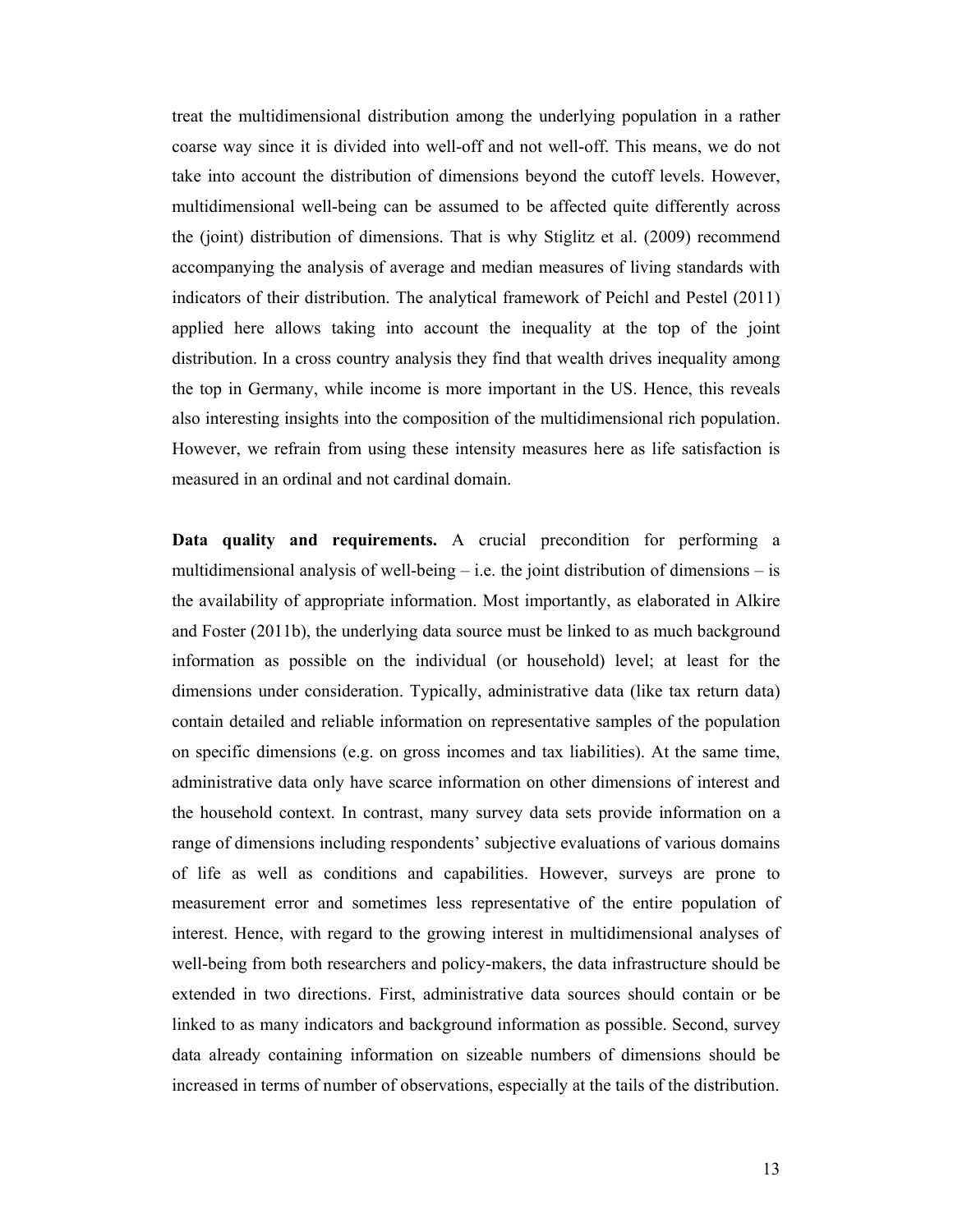treat the multidimensional distribution among the underlying population in a rather coarse way since it is divided into well-off and not well-off. This means, we do not take into account the distribution of dimensions beyond the cutoff levels. However, multidimensional well-being can be assumed to be affected quite differently across the (joint) distribution of dimensions. That is why Stiglitz et al. (2009) recommend accompanying the analysis of average and median measures of living standards with indicators of their distribution. The analytical framework of Peichl and Pestel (2011) applied here allows taking into account the inequality at the top of the joint distribution. In a cross country analysis they find that wealth drives inequality among the top in Germany, while income is more important in the US. Hence, this reveals also interesting insights into the composition of the multidimensional rich population. However, we refrain from using these intensity measures here as life satisfaction is measured in an ordinal and not cardinal domain.

**Data quality and requirements.** A crucial precondition for performing a multidimensional analysis of well-being – i.e. the joint distribution of dimensions – is the availability of appropriate information. Most importantly, as elaborated in Alkire and Foster (2011b), the underlying data source must be linked to as much background information as possible on the individual (or household) level; at least for the dimensions under consideration. Typically, administrative data (like tax return data) contain detailed and reliable information on representative samples of the population on specific dimensions (e.g. on gross incomes and tax liabilities). At the same time, administrative data only have scarce information on other dimensions of interest and the household context. In contrast, many survey data sets provide information on a range of dimensions including respondents' subjective evaluations of various domains of life as well as conditions and capabilities. However, surveys are prone to measurement error and sometimes less representative of the entire population of interest. Hence, with regard to the growing interest in multidimensional analyses of well-being from both researchers and policy-makers, the data infrastructure should be extended in two directions. First, administrative data sources should contain or be linked to as many indicators and background information as possible. Second, survey data already containing information on sizeable numbers of dimensions should be increased in terms of number of observations, especially at the tails of the distribution.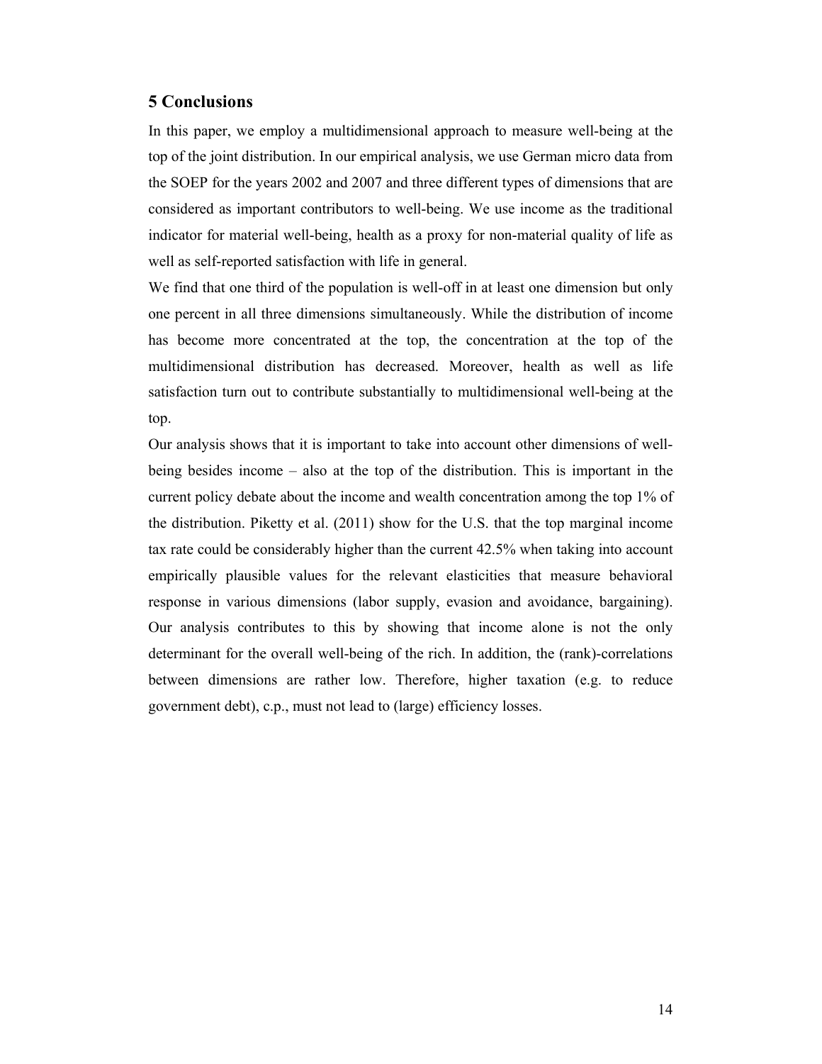## 5 Conclusions

In this paper, we employ a multidimensional approach to measure well-being at the top of the joint distribution. In our empirical analysis, we use German micro data from the SOEP for the years 2002 and 2007 and three different types of dimensions that are considered as important contributors to well-being. We use income as the traditional indicator for material well-being, health as a proxy for non-material quality of life as well as self-reported satisfaction with life in general.

We find that one third of the population is well-off in at least one dimension but only one percent in all three dimensions simultaneously. While the distribution of income has become more concentrated at the top, the concentration at the top of the multidimensional distribution has decreased. Moreover, health as well as life satisfaction turn out to contribute substantially to multidimensional well-being at the top.

Our analysis shows that it is important to take into account other dimensions of well-being besides income – also at the top of the distribution. This is important in the current policy debate about the income and wealth concentration among the top 1% of the distribution. Piketty et al. (2011) show for the U.S. that the top marginal income tax rate could be considerably higher than the current 42.5% when taking into account empirically plausible values for the relevant elasticities that measure behavioral response in various dimensions (labor supply, evasion and avoidance, bargaining). Our analysis contributes to this by showing that income alone is not the only determinant for the overall well-being of the rich. In addition, the (rank)-correlations between dimensions are rather low. Therefore, higher taxation (e.g. to reduce government debt), c.p., must not lead to (large) efficiency losses.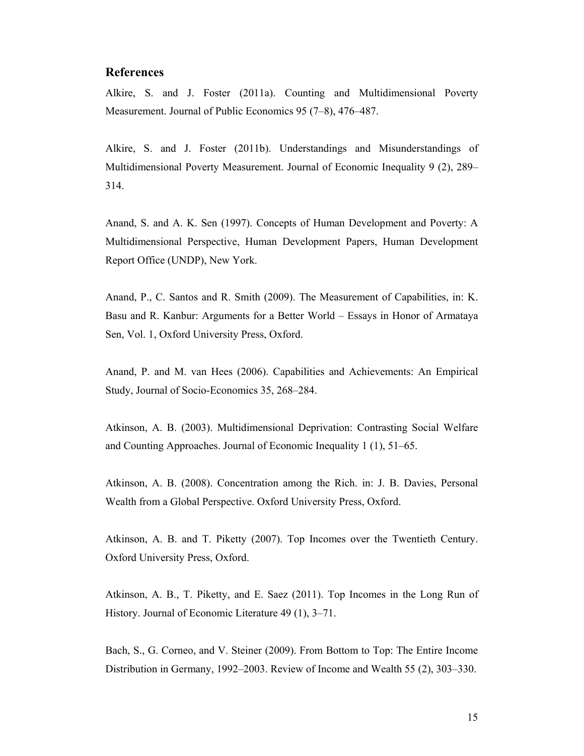## References

Alkire, S. and J. Foster (2011a). Counting and Multidimensional Poverty Measurement. Journal of Public Economics 95 (7–8), 476–487.

Alkire, S. and J. Foster (2011b). Understandings and Misunderstandings of Multidimensional Poverty Measurement. Journal of Economic Inequality 9 (2), 289–314.

Anand, S. and A. K. Sen (1997). Concepts of Human Development and Poverty: A Multidimensional Perspective, Human Development Papers, Human Development Report Office (UNDP), New York.

Anand, P., C. Santos and R. Smith (2009). The Measurement of Capabilities, in: K. Basu and R. Kanbur: Arguments for a Better World – Essays in Honor of Armataya Sen, Vol. 1, Oxford University Press, Oxford.

Anand, P. and M. van Hees (2006). Capabilities and Achievements: An Empirical Study, Journal of Socio-Economics 35, 268–284.

Atkinson, A. B. (2003). Multidimensional Deprivation: Contrasting Social Welfare and Counting Approaches. Journal of Economic Inequality 1 (1), 51–65.

Atkinson, A. B. (2008). Concentration among the Rich. in: J. B. Davies, Personal Wealth from a Global Perspective. Oxford University Press, Oxford.

Atkinson, A. B. and T. Piketty (2007). Top Incomes over the Twentieth Century. Oxford University Press, Oxford.

Atkinson, A. B., T. Piketty, and E. Saez (2011). Top Incomes in the Long Run of History. Journal of Economic Literature 49 (1), 3–71.

Bach, S., G. Corneo, and V. Steiner (2009). From Bottom to Top: The Entire Income Distribution in Germany, 1992–2003. Review of Income and Wealth 55 (2), 303–330.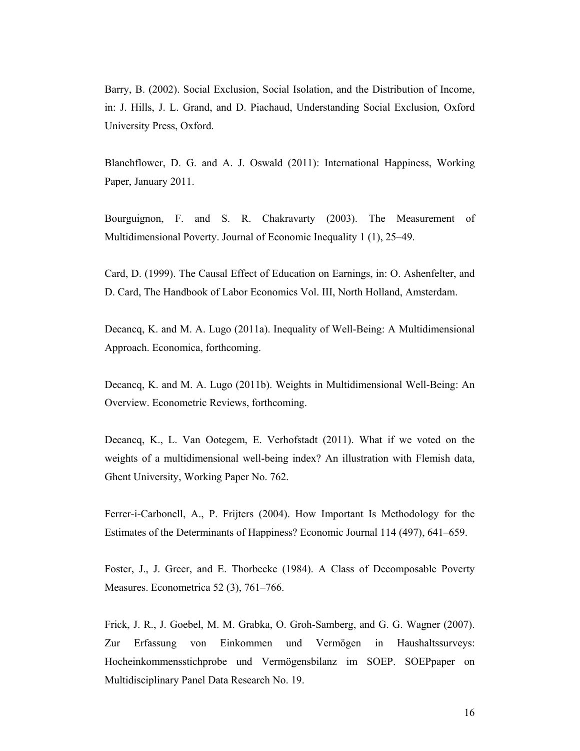Barry, B. (2002). Social Exclusion, Social Isolation, and the Distribution of Income, in: J. Hills, J. L. Grand, and D. Piachaud, Understanding Social Exclusion, Oxford University Press, Oxford.

Blanchflower, D. G. and A. J. Oswald (2011): International Happiness, Working Paper, January 2011.

Bourguignon, F. and S. R. Chakravarty (2003). The Measurement of Multidimensional Poverty. Journal of Economic Inequality 1 (1), 25–49.

Card, D. (1999). The Causal Effect of Education on Earnings, in: O. Ashenfelter, and D. Card, The Handbook of Labor Economics Vol. III, North Holland, Amsterdam.

Decancq, K. and M. A. Lugo (2011a). Inequality of Well-Being: A Multidimensional Approach. Economica, forthcoming.

Decancq, K. and M. A. Lugo (2011b). Weights in Multidimensional Well-Being: An Overview. Econometric Reviews, forthcoming.

Decancq, K., L. Van Ootegem, E. Verhofstadt (2011). What if we voted on the weights of a multidimensional well-being index? An illustration with Flemish data, Ghent University, Working Paper No. 762.

Ferrer-i-Carbonell, A., P. Frijters (2004). How Important Is Methodology for the Estimates of the Determinants of Happiness? Economic Journal 114 (497), 641–659.

Foster, J., J. Greer, and E. Thorbecke (1984). A Class of Decomposable Poverty Measures. Econometrica 52 (3), 761–766.

Frick, J. R., J. Goebel, M. M. Grabka, O. Groh-Samberg, and G. G. Wagner (2007). Zur Erfassung von Einkommen und Vermögen in Haushaltssurveys: Hocheinkommensstichprobe und Vermögensbilanz im SOEP. SOEPpaper on Multidisciplinary Panel Data Research No. 19.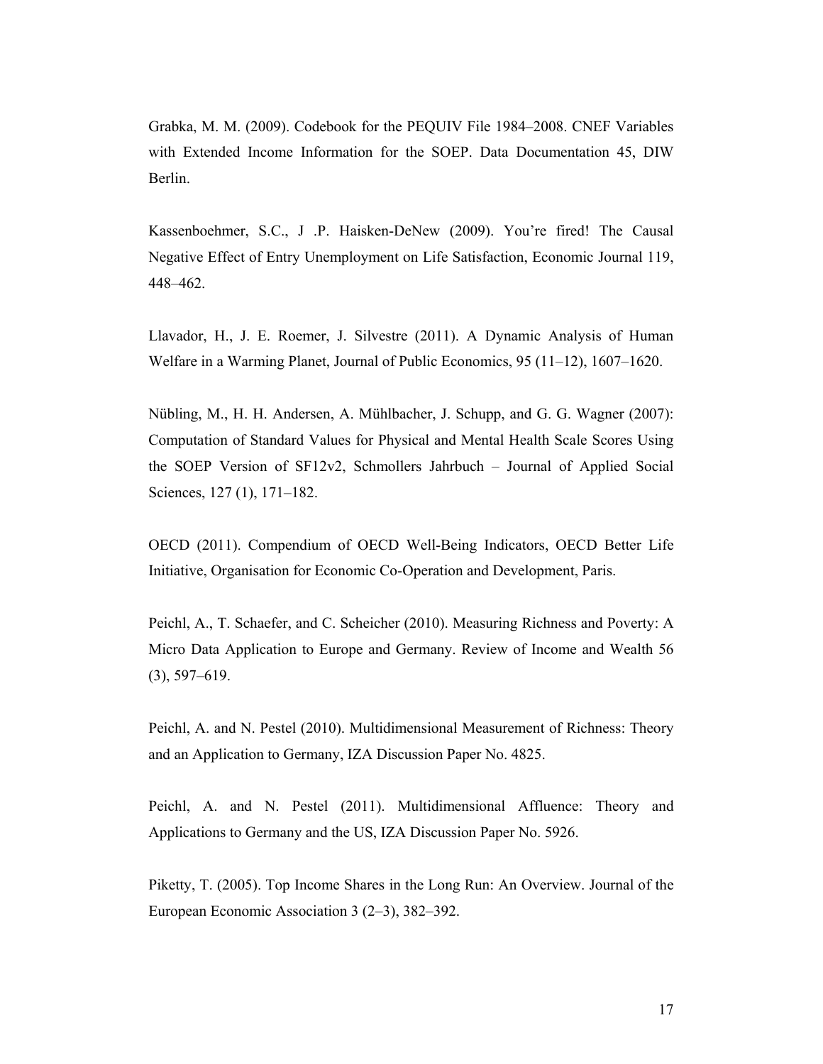Grabka, M. M. (2009). Codebook for the PEQUIV File 1984–2008. CNEF Variables with Extended Income Information for the SOEP. Data Documentation 45, DIW Berlin.

Kassenboehmer, S.C., J .P. Haisken-DeNew (2009). You're fired! The Causal Negative Effect of Entry Unemployment on Life Satisfaction, Economic Journal 119, 448–462.

Llavador, H., J. E. Roemer, J. Silvestre (2011). A Dynamic Analysis of Human Welfare in a Warming Planet, Journal of Public Economics, 95 (11–12), 1607–1620.

Nübling, M., H. H. Andersen, A. Mühlbacher, J. Schupp, and G. G. Wagner (2007): Computation of Standard Values for Physical and Mental Health Scale Scores Using the SOEP Version of SF12v2, Schmollers Jahrbuch – Journal of Applied Social Sciences, 127 (1), 171–182.

OECD (2011). Compendium of OECD Well-Being Indicators, OECD Better Life Initiative, Organisation for Economic Co-Operation and Development, Paris.

Peichl, A., T. Schaefer, and C. Scheicher (2010). Measuring Richness and Poverty: A Micro Data Application to Europe and Germany. Review of Income and Wealth 56 (3), 597–619.

Peichl, A. and N. Pestel (2010). Multidimensional Measurement of Richness: Theory and an Application to Germany, IZA Discussion Paper No. 4825.

Peichl, A. and N. Pestel (2011). Multidimensional Affluence: Theory and Applications to Germany and the US, IZA Discussion Paper No. 5926.

Piketty, T. (2005). Top Income Shares in the Long Run: An Overview. Journal of the European Economic Association 3 (2–3), 382–392.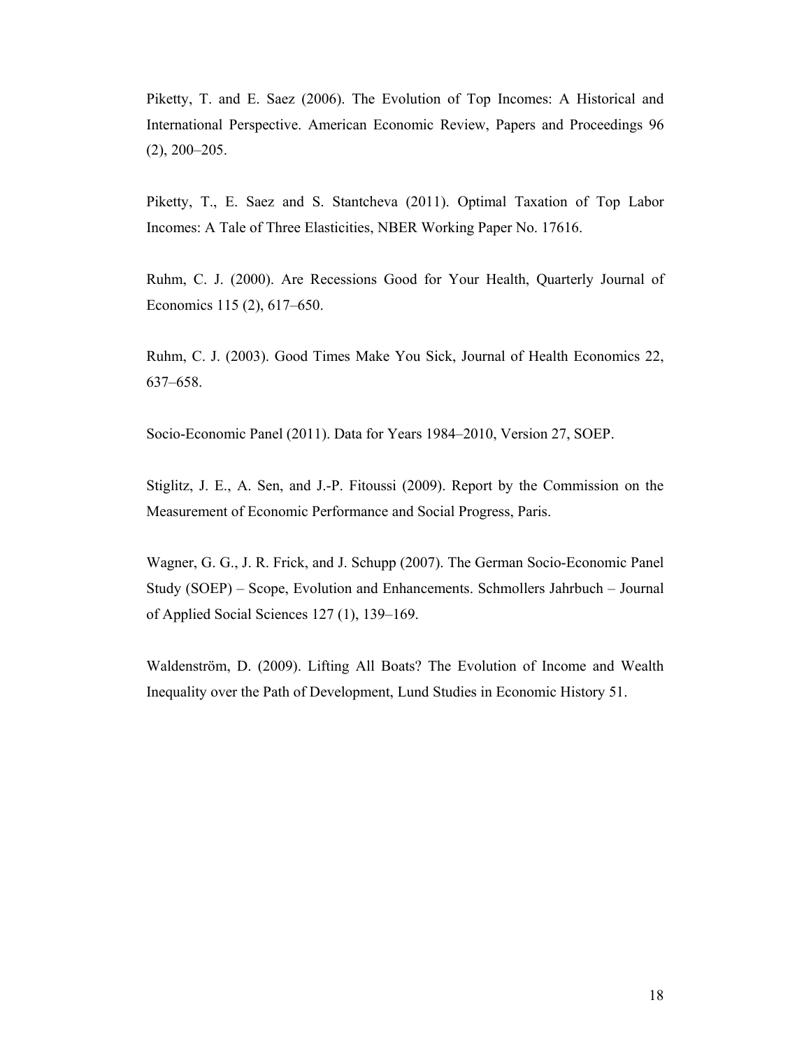Piketty, T. and E. Saez (2006). The Evolution of Top Incomes: A Historical and International Perspective. American Economic Review, Papers and Proceedings 96 (2), 200–205.

Piketty, T., E. Saez and S. Stantcheva (2011). Optimal Taxation of Top Labor Incomes: A Tale of Three Elasticities, NBER Working Paper No. 17616.

Ruhm, C. J. (2000). Are Recessions Good for Your Health, Quarterly Journal of Economics 115 (2), 617–650.

Ruhm, C. J. (2003). Good Times Make You Sick, Journal of Health Economics 22, 637–658.

Socio-Economic Panel (2011). Data for Years 1984–2010, Version 27, SOEP.

Stiglitz, J. E., A. Sen, and J.-P. Fitoussi (2009). Report by the Commission on the Measurement of Economic Performance and Social Progress, Paris.

Wagner, G. G., J. R. Frick, and J. Schupp (2007). The German Socio-Economic Panel Study (SOEP) – Scope, Evolution and Enhancements. Schmollers Jahrbuch – Journal of Applied Social Sciences 127 (1), 139–169.

Waldenström, D. (2009). Lifting All Boats? The Evolution of Income and Wealth Inequality over the Path of Development, Lund Studies in Economic History 51.